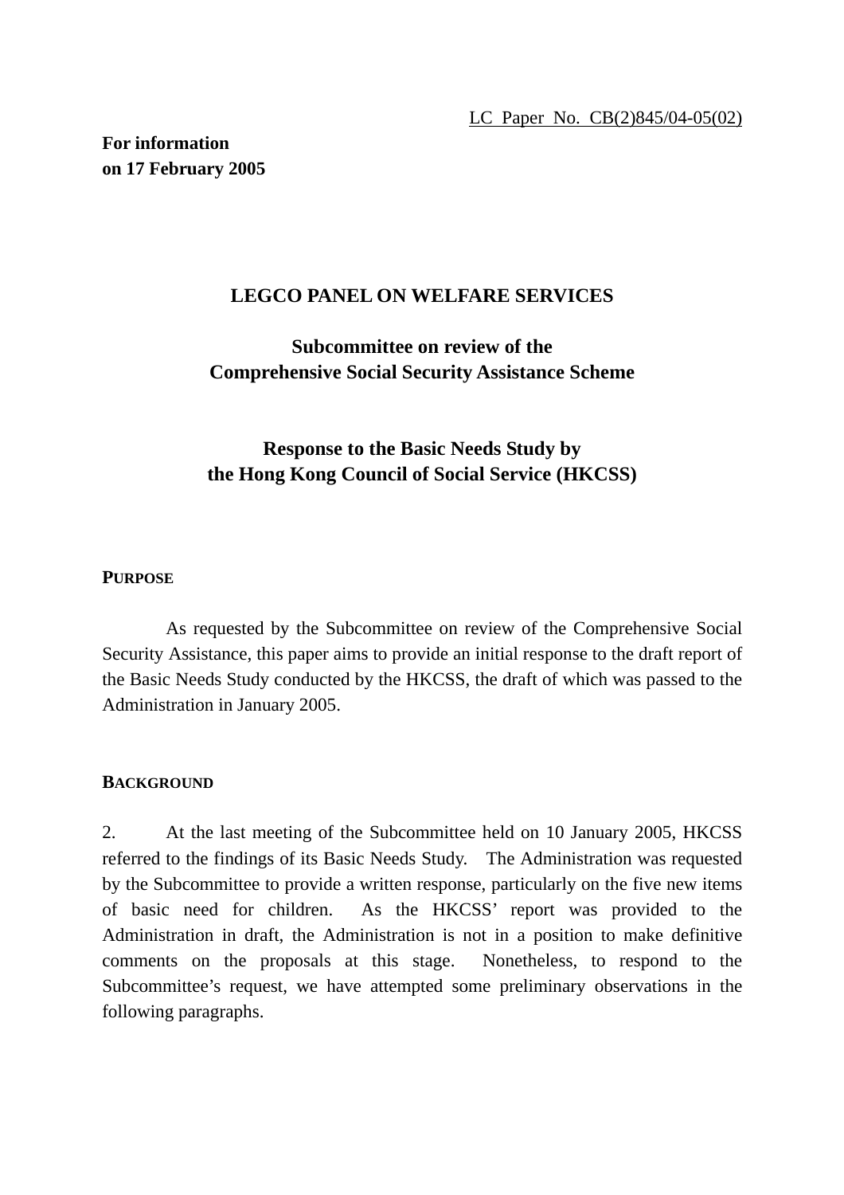LC Paper No. CB(2)845/04-05(02)

**For information**
**on 17 February 2005**

# LEGCO PANEL ON WELFARE SERVICES

## Subcommittee on review of the Comprehensive Social Security Assistance Scheme

## Response to the Basic Needs Study by the Hong Kong Council of Social Service (HKCSS)

### PURPOSE

As requested by the Subcommittee on review of the Comprehensive Social Security Assistance, this paper aims to provide an initial response to the draft report of the Basic Needs Study conducted by the HKCSS, the draft of which was passed to the Administration in January 2005.

### BACKGROUND

2. At the last meeting of the Subcommittee held on 10 January 2005, HKCSS referred to the findings of its Basic Needs Study. The Administration was requested by the Subcommittee to provide a written response, particularly on the five new items of basic need for children. As the HKCSS' report was provided to the Administration in draft, the Administration is not in a position to make definitive comments on the proposals at this stage. Nonetheless, to respond to the Subcommittee's request, we have attempted some preliminary observations in the following paragraphs.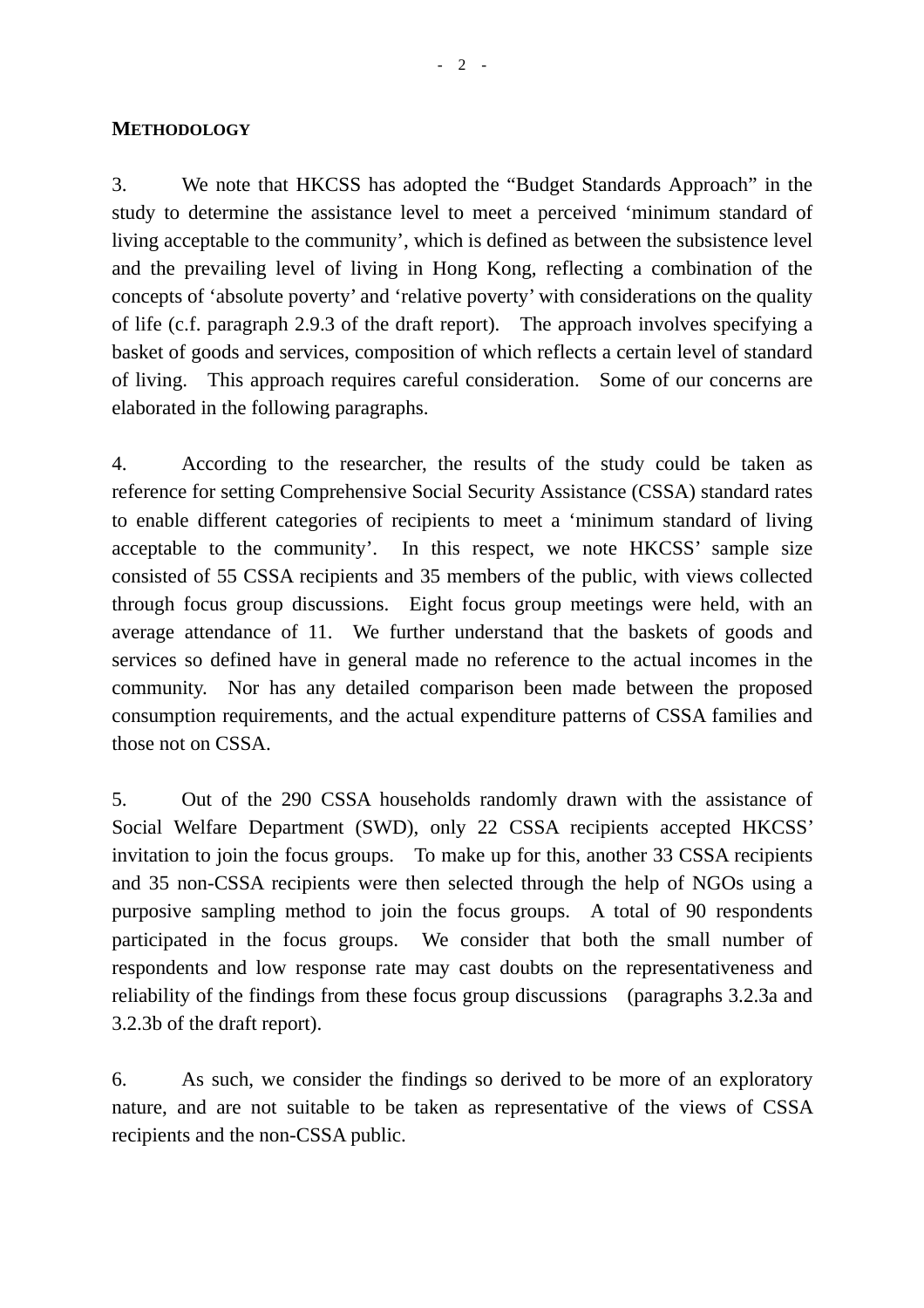## METHODOLOGY

3. We note that HKCSS has adopted the "Budget Standards Approach" in the study to determine the assistance level to meet a perceived 'minimum standard of living acceptable to the community', which is defined as between the subsistence level and the prevailing level of living in Hong Kong, reflecting a combination of the concepts of 'absolute poverty' and 'relative poverty' with considerations on the quality of life (c.f. paragraph 2.9.3 of the draft report). The approach involves specifying a basket of goods and services, composition of which reflects a certain level of standard of living. This approach requires careful consideration. Some of our concerns are elaborated in the following paragraphs.

4. According to the researcher, the results of the study could be taken as reference for setting Comprehensive Social Security Assistance (CSSA) standard rates to enable different categories of recipients to meet a 'minimum standard of living acceptable to the community'. In this respect, we note HKCSS' sample size consisted of 55 CSSA recipients and 35 members of the public, with views collected through focus group discussions. Eight focus group meetings were held, with an average attendance of 11. We further understand that the baskets of goods and services so defined have in general made no reference to the actual incomes in the community. Nor has any detailed comparison been made between the proposed consumption requirements, and the actual expenditure patterns of CSSA families and those not on CSSA.

5. Out of the 290 CSSA households randomly drawn with the assistance of Social Welfare Department (SWD), only 22 CSSA recipients accepted HKCSS' invitation to join the focus groups. To make up for this, another 33 CSSA recipients and 35 non-CSSA recipients were then selected through the help of NGOs using a purposive sampling method to join the focus groups. A total of 90 respondents participated in the focus groups. We consider that both the small number of respondents and low response rate may cast doubts on the representativeness and reliability of the findings from these focus group discussions (paragraphs 3.2.3a and 3.2.3b of the draft report).

6. As such, we consider the findings so derived to be more of an exploratory nature, and are not suitable to be taken as representative of the views of CSSA recipients and the non-CSSA public.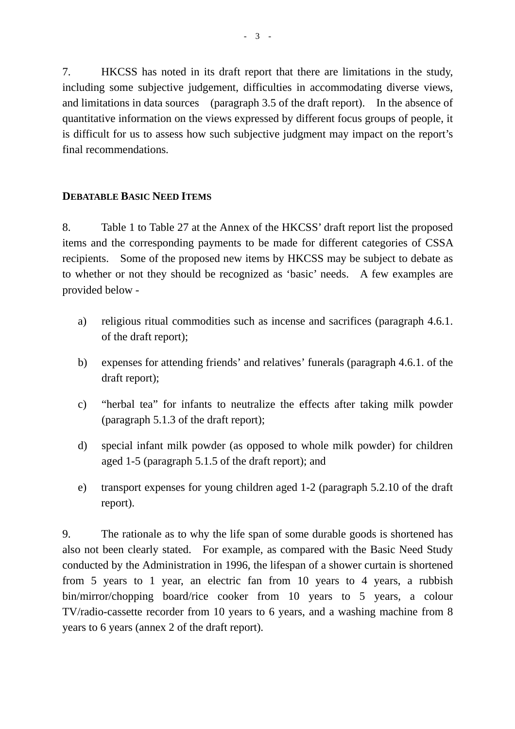7. HKCSS has noted in its draft report that there are limitations in the study, including some subjective judgement, difficulties in accommodating diverse views, and limitations in data sources (paragraph 3.5 of the draft report). In the absence of quantitative information on the views expressed by different focus groups of people, it is difficult for us to assess how such subjective judgment may impact on the report's final recommendations.

## DEBATABLE BASIC NEED ITEMS

8. Table 1 to Table 27 at the Annex of the HKCSS' draft report list the proposed items and the corresponding payments to be made for different categories of CSSA recipients. Some of the proposed new items by HKCSS may be subject to debate as to whether or not they should be recognized as 'basic' needs. A few examples are provided below -

a) religious ritual commodities such as incense and sacrifices (paragraph 4.6.1. of the draft report);

b) expenses for attending friends' and relatives' funerals (paragraph 4.6.1. of the draft report);

c) "herbal tea" for infants to neutralize the effects after taking milk powder (paragraph 5.1.3 of the draft report);

d) special infant milk powder (as opposed to whole milk powder) for children aged 1-5 (paragraph 5.1.5 of the draft report); and

e) transport expenses for young children aged 1-2 (paragraph 5.2.10 of the draft report).

9. The rationale as to why the life span of some durable goods is shortened has also not been clearly stated. For example, as compared with the Basic Need Study conducted by the Administration in 1996, the lifespan of a shower curtain is shortened from 5 years to 1 year, an electric fan from 10 years to 4 years, a rubbish bin/mirror/chopping board/rice cooker from 10 years to 5 years, a colour TV/radio-cassette recorder from 10 years to 6 years, and a washing machine from 8 years to 6 years (annex 2 of the draft report).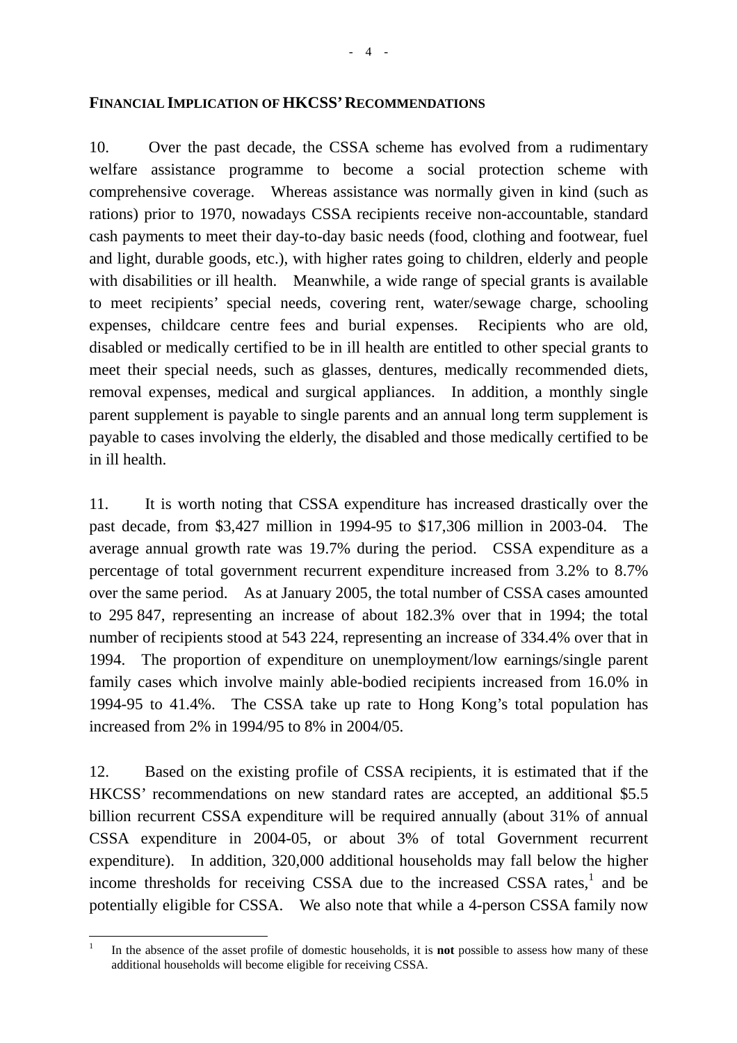**FINANCIAL IMPLICATION OF HKCSS' RECOMMENDATIONS**

10. Over the past decade, the CSSA scheme has evolved from a rudimentary welfare assistance programme to become a social protection scheme with comprehensive coverage. Whereas assistance was normally given in kind (such as rations) prior to 1970, nowadays CSSA recipients receive non-accountable, standard cash payments to meet their day-to-day basic needs (food, clothing and footwear, fuel and light, durable goods, etc.), with higher rates going to children, elderly and people with disabilities or ill health. Meanwhile, a wide range of special grants is available to meet recipients' special needs, covering rent, water/sewage charge, schooling expenses, childcare centre fees and burial expenses. Recipients who are old, disabled or medically certified to be in ill health are entitled to other special grants to meet their special needs, such as glasses, dentures, medically recommended diets, removal expenses, medical and surgical appliances. In addition, a monthly single parent supplement is payable to single parents and an annual long term supplement is payable to cases involving the elderly, the disabled and those medically certified to be in ill health.

11. It is worth noting that CSSA expenditure has increased drastically over the past decade, from $3,427 million in 1994-95 to $17,306 million in 2003-04. The average annual growth rate was 19.7% during the period. CSSA expenditure as a percentage of total government recurrent expenditure increased from 3.2% to 8.7% over the same period. As at January 2005, the total number of CSSA cases amounted to 295 847, representing an increase of about 182.3% over that in 1994; the total number of recipients stood at 543 224, representing an increase of 334.4% over that in 1994. The proportion of expenditure on unemployment/low earnings/single parent family cases which involve mainly able-bodied recipients increased from 16.0% in 1994-95 to 41.4%. The CSSA take up rate to Hong Kong's total population has increased from 2% in 1994/95 to 8% in 2004/05.

12. Based on the existing profile of CSSA recipients, it is estimated that if the HKCSS' recommendations on new standard rates are accepted, an additional $5.5 billion recurrent CSSA expenditure will be required annually (about 31% of annual CSSA expenditure in 2004-05, or about 3% of total Government recurrent expenditure). In addition, 320,000 additional households may fall below the higher income thresholds for receiving CSSA due to the increased CSSA rates,[1] and be potentially eligible for CSSA. We also note that while a 4-person CSSA family now

---

[1] In the absence of the asset profile of domestic households, it is **not** possible to assess how many of these additional households will become eligible for receiving CSSA.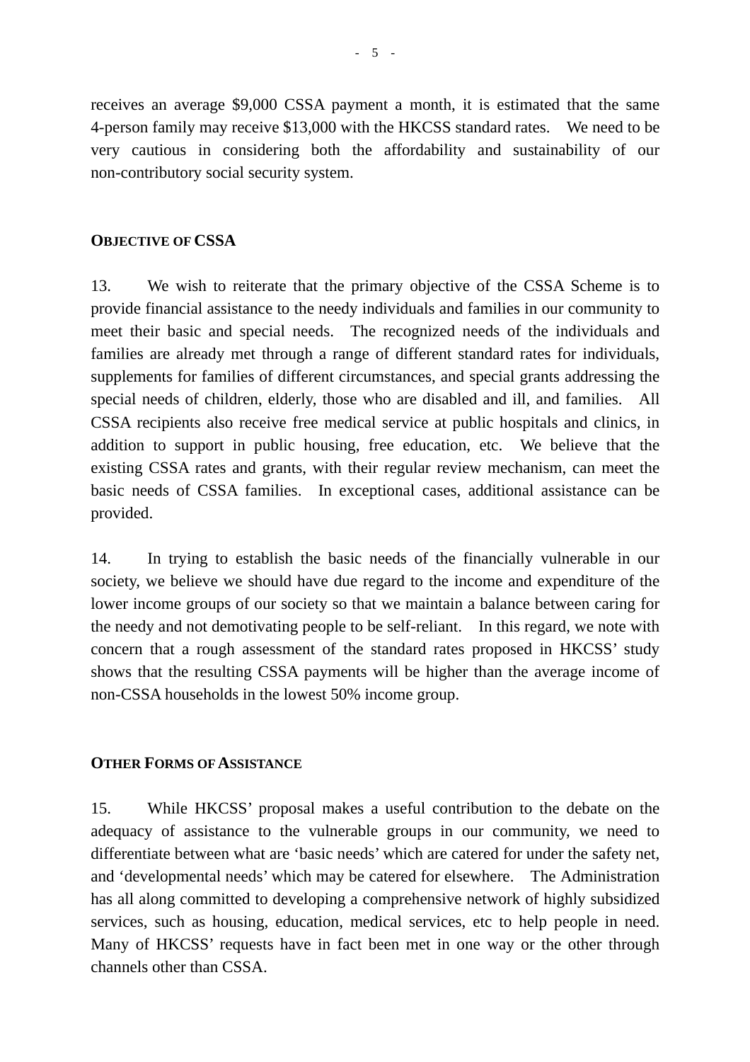receives an average $9,000 CSSA payment a month, it is estimated that the same 4-person family may receive $13,000 with the HKCSS standard rates. We need to be very cautious in considering both the affordability and sustainability of our non-contributory social security system.

## OBJECTIVE OF CSSA

13. We wish to reiterate that the primary objective of the CSSA Scheme is to provide financial assistance to the needy individuals and families in our community to meet their basic and special needs. The recognized needs of the individuals and families are already met through a range of different standard rates for individuals, supplements for families of different circumstances, and special grants addressing the special needs of children, elderly, those who are disabled and ill, and families. All CSSA recipients also receive free medical service at public hospitals and clinics, in addition to support in public housing, free education, etc. We believe that the existing CSSA rates and grants, with their regular review mechanism, can meet the basic needs of CSSA families. In exceptional cases, additional assistance can be provided.

14. In trying to establish the basic needs of the financially vulnerable in our society, we believe we should have due regard to the income and expenditure of the lower income groups of our society so that we maintain a balance between caring for the needy and not demotivating people to be self-reliant. In this regard, we note with concern that a rough assessment of the standard rates proposed in HKCSS' study shows that the resulting CSSA payments will be higher than the average income of non-CSSA households in the lowest 50% income group.

## OTHER FORMS OF ASSISTANCE

15. While HKCSS' proposal makes a useful contribution to the debate on the adequacy of assistance to the vulnerable groups in our community, we need to differentiate between what are 'basic needs' which are catered for under the safety net, and 'developmental needs' which may be catered for elsewhere. The Administration has all along committed to developing a comprehensive network of highly subsidized services, such as housing, education, medical services, etc to help people in need. Many of HKCSS' requests have in fact been met in one way or the other through channels other than CSSA.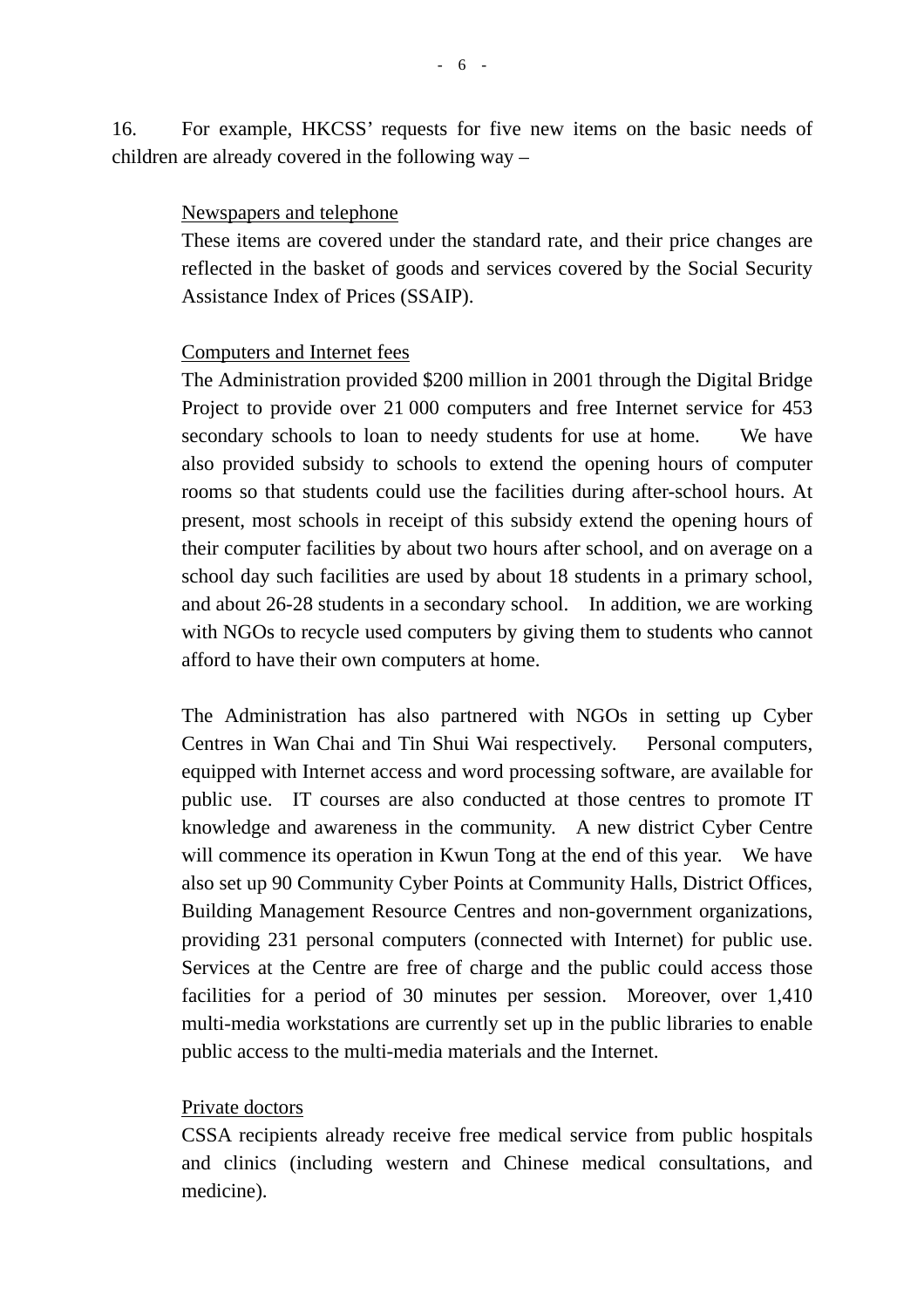16. For example, HKCSS' requests for five new items on the basic needs of children are already covered in the following way –

<u>Newspapers and telephone</u>
These items are covered under the standard rate, and their price changes are reflected in the basket of goods and services covered by the Social Security Assistance Index of Prices (SSAIP).

<u>Computers and Internet fees</u>
The Administration provided $200 million in 2001 through the Digital Bridge Project to provide over 21 000 computers and free Internet service for 453 secondary schools to loan to needy students for use at home. We have also provided subsidy to schools to extend the opening hours of computer rooms so that students could use the facilities during after-school hours. At present, most schools in receipt of this subsidy extend the opening hours of their computer facilities by about two hours after school, and on average on a school day such facilities are used by about 18 students in a primary school, and about 26-28 students in a secondary school. In addition, we are working with NGOs to recycle used computers by giving them to students who cannot afford to have their own computers at home.

The Administration has also partnered with NGOs in setting up Cyber Centres in Wan Chai and Tin Shui Wai respectively. Personal computers, equipped with Internet access and word processing software, are available for public use. IT courses are also conducted at those centres to promote IT knowledge and awareness in the community. A new district Cyber Centre will commence its operation in Kwun Tong at the end of this year. We have also set up 90 Community Cyber Points at Community Halls, District Offices, Building Management Resource Centres and non-government organizations, providing 231 personal computers (connected with Internet) for public use. Services at the Centre are free of charge and the public could access those facilities for a period of 30 minutes per session. Moreover, over 1,410 multi-media workstations are currently set up in the public libraries to enable public access to the multi-media materials and the Internet.

<u>Private doctors</u>
CSSA recipients already receive free medical service from public hospitals and clinics (including western and Chinese medical consultations, and medicine).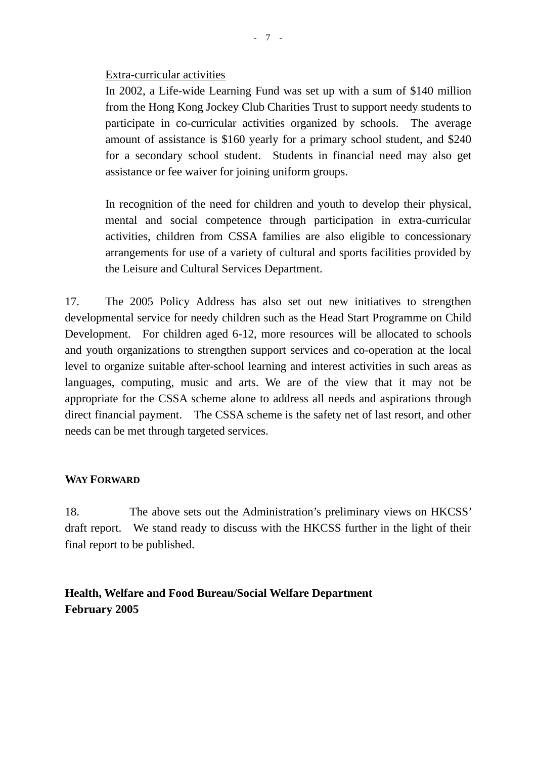Extra-curricular activities

In 2002, a Life-wide Learning Fund was set up with a sum of $140 million from the Hong Kong Jockey Club Charities Trust to support needy students to participate in co-curricular activities organized by schools. The average amount of assistance is $160 yearly for a primary school student, and $240 for a secondary school student. Students in financial need may also get assistance or fee waiver for joining uniform groups.

In recognition of the need for children and youth to develop their physical, mental and social competence through participation in extra-curricular activities, children from CSSA families are also eligible to concessionary arrangements for use of a variety of cultural and sports facilities provided by the Leisure and Cultural Services Department.

17. The 2005 Policy Address has also set out new initiatives to strengthen developmental service for needy children such as the Head Start Programme on Child Development. For children aged 6-12, more resources will be allocated to schools and youth organizations to strengthen support services and co-operation at the local level to organize suitable after-school learning and interest activities in such areas as languages, computing, music and arts. We are of the view that it may not be appropriate for the CSSA scheme alone to address all needs and aspirations through direct financial payment. The CSSA scheme is the safety net of last resort, and other needs can be met through targeted services.

## WAY FORWARD

18. The above sets out the Administration's preliminary views on HKCSS' draft report. We stand ready to discuss with the HKCSS further in the light of their final report to be published.

**Health, Welfare and Food Bureau/Social Welfare Department**
**February 2005**